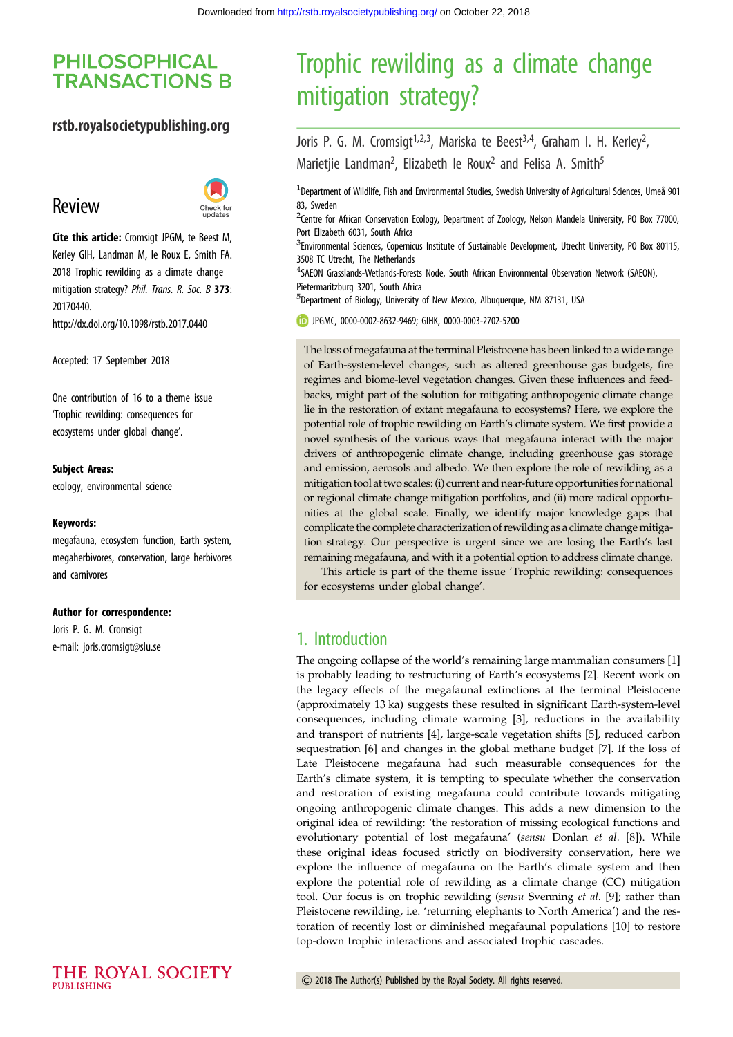PHILOSOPHICAL TRANSACTIONS B

rstb.royalsocietypublishing.org

## Review

**Cite this article:** Cromsigt JPGM, te Beest M, Kerley GIH, Landman M, le Roux E, Smith FA. 2018 Trophic rewilding as a climate change mitigation strategy? *Phil. Trans. R. Soc. B* **373**: 20170440.
http://dx.doi.org/10.1098/rstb.2017.0440

Accepted: 17 September 2018

One contribution of 16 to a theme issue 'Trophic rewilding: consequences for ecosystems under global change'.

**Subject Areas:**
ecology, environmental science

**Keywords:**
megafauna, ecosystem function, Earth system, megaherbivores, conservation, large herbivores and carnivores

**Author for correspondence:**
Joris P. G. M. Cromsigt
e-mail: joris.cromsigt@slu.se

# Trophic rewilding as a climate change mitigation strategy?

Joris P. G. M. Cromsigt[1,2,3], Mariska te Beest[3,4], Graham I. H. Kerley[2], Marietjie Landman[2], Elizabeth le Roux[2] and Felisa A. Smith[5]

[1]Department of Wildlife, Fish and Environmental Studies, Swedish University of Agricultural Sciences, Umeå 901 83, Sweden
[2]Centre for African Conservation Ecology, Department of Zoology, Nelson Mandela University, PO Box 77000, Port Elizabeth 6031, South Africa
[3]Environmental Sciences, Copernicus Institute of Sustainable Development, Utrecht University, PO Box 80115, 3508 TC Utrecht, The Netherlands
[4]SAEON Grasslands-Wetlands-Forests Node, South African Environmental Observation Network (SAEON), Pietermaritzburg 3201, South Africa
[5]Department of Biology, University of New Mexico, Albuquerque, NM 87131, USA

JPGMC, 0000-0002-8632-9469; GIHK, 0000-0003-2702-5200

The loss of megafauna at the terminal Pleistocene has been linked to a wide range of Earth-system-level changes, such as altered greenhouse gas budgets, fire regimes and biome-level vegetation changes. Given these influences and feedbacks, might part of the solution for mitigating anthropogenic climate change lie in the restoration of extant megafauna to ecosystems? Here, we explore the potential role of trophic rewilding on Earth's climate system. We first provide a novel synthesis of the various ways that megafauna interact with the major drivers of anthropogenic climate change, including greenhouse gas storage and emission, aerosols and albedo. We then explore the role of rewilding as a mitigation tool at two scales: (i) current and near-future opportunities for national or regional climate change mitigation portfolios, and (ii) more radical opportunities at the global scale. Finally, we identify major knowledge gaps that complicate the complete characterization of rewilding as a climate change mitigation strategy. Our perspective is urgent since we are losing the Earth's last remaining megafauna, and with it a potential option to address climate change.

This article is part of the theme issue 'Trophic rewilding: consequences for ecosystems under global change'.

## 1. Introduction

The ongoing collapse of the world's remaining large mammalian consumers [1] is probably leading to restructuring of Earth's ecosystems [2]. Recent work on the legacy effects of the megafaunal extinctions at the terminal Pleistocene (approximately 13 ka) suggests these resulted in significant Earth-system-level consequences, including climate warming [3], reductions in the availability and transport of nutrients [4], large-scale vegetation shifts [5], reduced carbon sequestration [6] and changes in the global methane budget [7]. If the loss of Late Pleistocene megafauna had such measurable consequences for the Earth's climate system, it is tempting to speculate whether the conservation and restoration of existing megafauna could contribute towards mitigating ongoing anthropogenic climate changes. This adds a new dimension to the original idea of rewilding: 'the restoration of missing ecological functions and evolutionary potential of lost megafauna' (*sensu* Donlan *et al.* [8]). While these original ideas focused strictly on biodiversity conservation, here we explore the influence of megafauna on the Earth's climate system and then explore the potential role of rewilding as a climate change (CC) mitigation tool. Our focus is on trophic rewilding (*sensu* Svenning *et al.* [9]; rather than Pleistocene rewilding, i.e. 'returning elephants to North America') and the restoration of recently lost or diminished megafaunal populations [10] to restore top-down trophic interactions and associated trophic cascades.

© 2018 The Author(s) Published by the Royal Society. All rights reserved.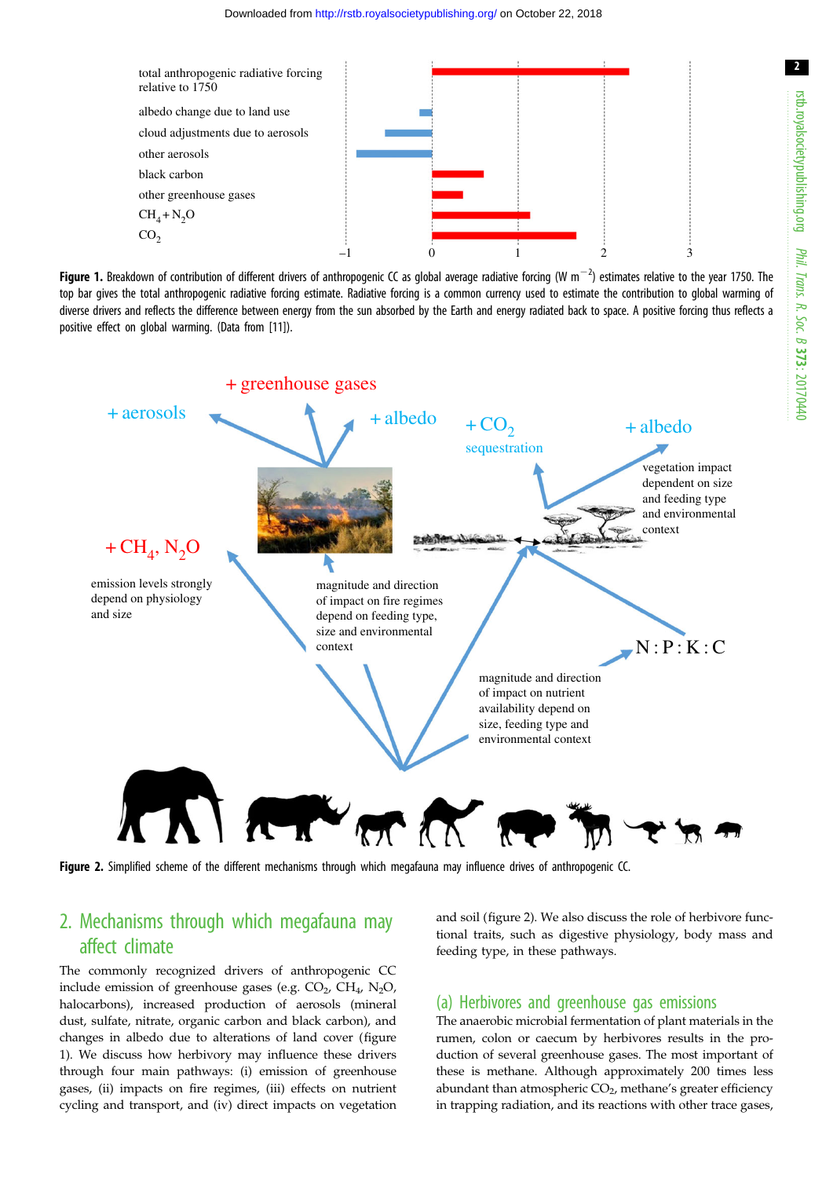**Figure 1.** Breakdown of contribution of different drivers of anthropogenic CC as global average radiative forcing (W $m^{-2}$) estimates relative to the year 1750. The top bar gives the total anthropogenic radiative forcing estimate. Radiative forcing is a common currency used to estimate the contribution to global warming of diverse drivers and reflects the difference between energy from the sun absorbed by the Earth and energy radiated back to space. A positive forcing thus reflects a positive effect on global warming. (Data from [11]).

**Figure 2.** Simplified scheme of the different mechanisms through which megafauna may influence drives of anthropogenic CC.

## 2. Mechanisms through which megafauna may affect climate

The commonly recognized drivers of anthropogenic CC include emission of greenhouse gases (e.g. $CO_2$, $CH_4$, $N_2O$, halocarbons), increased production of aerosols (mineral dust, sulfate, nitrate, organic carbon and black carbon), and changes in albedo due to alterations of land cover (figure 1). We discuss how herbivory may influence these drivers through four main pathways: (i) emission of greenhouse gases, (ii) impacts on fire regimes, (iii) effects on nutrient cycling and transport, and (iv) direct impacts on vegetation and soil (figure 2). We also discuss the role of herbivore functional traits, such as digestive physiology, body mass and feeding type, in these pathways.

### (a) Herbivores and greenhouse gas emissions

The anaerobic microbial fermentation of plant materials in the rumen, colon or caecum by herbivores results in the production of several greenhouse gases. The most important of these is methane. Although approximately 200 times less abundant than atmospheric $CO_2$, methane's greater efficiency in trapping radiation, and its reactions with other trace gases,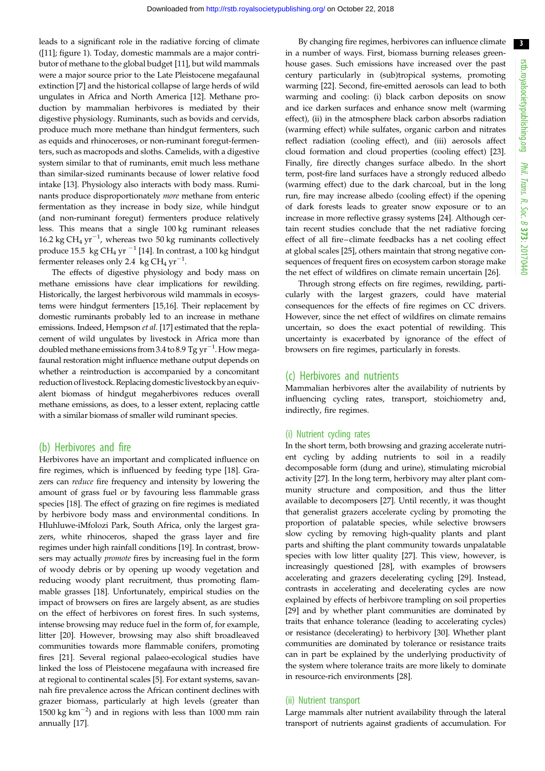leads to a significant role in the radiative forcing of climate ([11]; figure 1). Today, domestic mammals are a major contributor of methane to the global budget [11], but wild mammals were a major source prior to the Late Pleistocene megafaunal extinction [7] and the historical collapse of large herds of wild ungulates in Africa and North America [12]. Methane production by mammalian herbivores is mediated by their digestive physiology. Ruminants, such as bovids and cervids, produce much more methane than hindgut fermenters, such as equids and rhinoceroses, or non-ruminant foregut-fermenters, such as macropods and sloths. Camelids, with a digestive system similar to that of ruminants, emit much less methane than similar-sized ruminants because of lower relative food intake [13]. Physiology also interacts with body mass. Ruminants produce disproportionately *more* methane from enteric fermentation as they increase in body size, while hindgut (and non-ruminant foregut) fermenters produce relatively less. This means that a single 100 kg ruminant releases 16.2 kg $CH_4$ $yr^{-1}$, whereas two 50 kg ruminants collectively produce 15.5 kg $CH_4$ $yr^{-1}$ [14]. In contrast, a 100 kg hindgut fermenter releases only 2.4 kg $CH_4$ $yr^{-1}$.

The effects of digestive physiology and body mass on methane emissions have clear implications for rewilding. Historically, the largest herbivorous wild mammals in ecosystems were hindgut fermenters [15,16]. Their replacement by domestic ruminants probably led to an increase in methane emissions. Indeed, Hempson *et al.* [17] estimated that the replacement of wild ungulates by livestock in Africa more than doubled methane emissions from 3.4 to 8.9 Tg $yr^{-1}$. How megafaunal restoration might influence methane output depends on whether a reintroduction is accompanied by a concomitant reduction of livestock. Replacing domestic livestock by an equivalent biomass of hindgut megaherbivores reduces overall methane emissions, as does, to a lesser extent, replacing cattle with a similar biomass of smaller wild ruminant species.

## (b) Herbivores and fire

Herbivores have an important and complicated influence on fire regimes, which is influenced by feeding type [18]. Grazers can *reduce* fire frequency and intensity by lowering the amount of grass fuel or by favouring less flammable grass species [18]. The effect of grazing on fire regimes is mediated by herbivore body mass and environmental conditions. In Hluhluwe-iMfolozi Park, South Africa, only the largest grazers, white rhinoceros, shaped the grass layer and fire regimes under high rainfall conditions [19]. In contrast, browsers may actually *promote* fires by increasing fuel in the form of woody debris or by opening up woody vegetation and reducing woody plant recruitment, thus promoting flammable grasses [18]. Unfortunately, empirical studies on the impact of browsers on fires are largely absent, as are studies on the effect of herbivores on forest fires. In such systems, intense browsing may reduce fuel in the form of, for example, litter [20]. However, browsing may also shift broadleaved communities towards more flammable conifers, promoting fires [21]. Several regional palaeo-ecological studies have linked the loss of Pleistocene megafauna with increased fire at regional to continental scales [5]. For extant systems, savannah fire prevalence across the African continent declines with grazer biomass, particularly at high levels (greater than 1500 kg $km^{-2}$) and in regions with less than 1000 mm rain annually [17].

By changing fire regimes, herbivores can influence climate in a number of ways. First, biomass burning releases greenhouse gases. Such emissions have increased over the past century particularly in (sub)tropical systems, promoting warming [22]. Second, fire-emitted aerosols can lead to both warming and cooling: (i) black carbon deposits on snow and ice darken surfaces and enhance snow melt (warming effect), (ii) in the atmosphere black carbon absorbs radiation (warming effect) while sulfates, organic carbon and nitrates reflect radiation (cooling effect), and (iii) aerosols affect cloud formation and cloud properties (cooling effect) [23]. Finally, fire directly changes surface albedo. In the short term, post-fire land surfaces have a strongly reduced albedo (warming effect) due to the dark charcoal, but in the long run, fire may increase albedo (cooling effect) if the opening of dark forests leads to greater snow exposure or to an increase in more reflective grassy systems [24]. Although certain recent studies conclude that the net radiative forcing effect of all fire–climate feedbacks has a net cooling effect at global scales [25], others maintain that strong negative consequences of frequent fires on ecosystem carbon storage make the net effect of wildfires on climate remain uncertain [26].

Through strong effects on fire regimes, rewilding, particularly with the largest grazers, could have material consequences for the effects of fire regimes on CC drivers. However, since the net effect of wildfires on climate remains uncertain, so does the exact potential of rewilding. This uncertainty is exacerbated by ignorance of the effect of browsers on fire regimes, particularly in forests.

## (c) Herbivores and nutrients

Mammalian herbivores alter the availability of nutrients by influencing cycling rates, transport, stoichiometry and, indirectly, fire regimes.

### (i) Nutrient cycling rates

In the short term, both browsing and grazing accelerate nutrient cycling by adding nutrients to soil in a readily decomposable form (dung and urine), stimulating microbial activity [27]. In the long term, herbivory may alter plant community structure and composition, and thus the litter available to decomposers [27]. Until recently, it was thought that generalist grazers accelerate cycling by promoting the proportion of palatable species, while selective browsers slow cycling by removing high-quality plants and plant parts and shifting the plant community towards unpalatable species with low litter quality [27]. This view, however, is increasingly questioned [28], with examples of browsers accelerating and grazers decelerating cycling [29]. Instead, contrasts in accelerating and decelerating cycles are now explained by effects of herbivore trampling on soil properties [29] and by whether plant communities are dominated by traits that enhance tolerance (leading to accelerating cycles) or resistance (decelerating) to herbivory [30]. Whether plant communities are dominated by tolerance or resistance traits can in part be explained by the underlying productivity of the system where tolerance traits are more likely to dominate in resource-rich environments [28].

### (ii) Nutrient transport

Large mammals alter nutrient availability through the lateral transport of nutrients against gradients of accumulation. For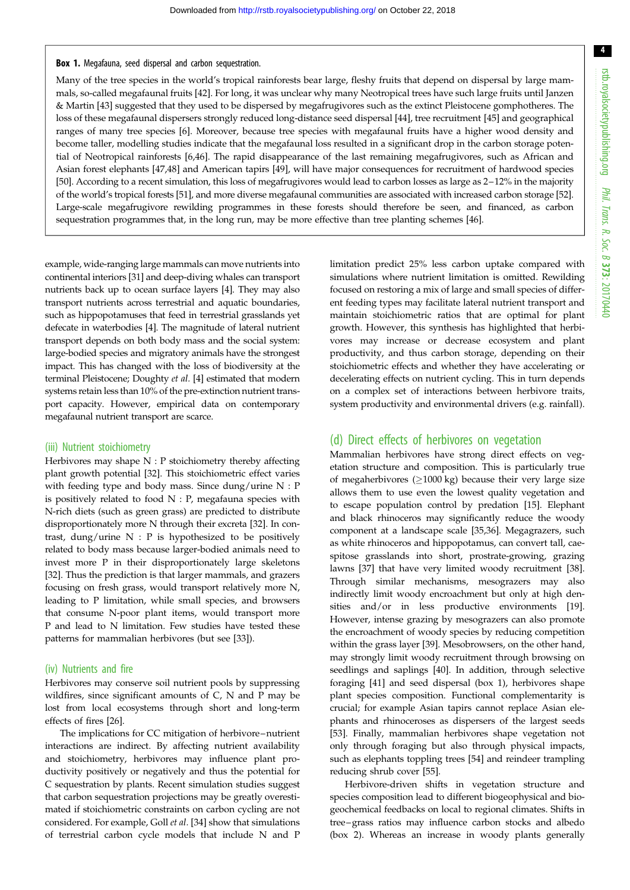**Box 1.** Megafauna, seed dispersal and carbon sequestration.

Many of the tree species in the world's tropical rainforests bear large, fleshy fruits that depend on dispersal by large mammals, so-called megafaunal fruits [42]. For long, it was unclear why many Neotropical trees have such large fruits until Janzen & Martin [43] suggested that they used to be dispersed by megafrugivores such as the extinct Pleistocene gomphotheres. The loss of these megafaunal dispersers strongly reduced long-distance seed dispersal [44], tree recruitment [45] and geographical ranges of many tree species [6]. Moreover, because tree species with megafaunal fruits have a higher wood density and become taller, modelling studies indicate that the megafaunal loss resulted in a significant drop in the carbon storage potential of Neotropical rainforests [6,46]. The rapid disappearance of the last remaining megafrugivores, such as African and Asian forest elephants [47,48] and American tapirs [49], will have major consequences for recruitment of hardwood species [50]. According to a recent simulation, this loss of megafrugivores would lead to carbon losses as large as 2–12% in the majority of the world's tropical forests [51], and more diverse megafaunal communities are associated with increased carbon storage [52]. Large-scale megafrugivore rewilding programmes in these forests should therefore be seen, and financed, as carbon sequestration programmes that, in the long run, may be more effective than tree planting schemes [46].

example, wide-ranging large mammals can move nutrients into continental interiors [31] and deep-diving whales can transport nutrients back up to ocean surface layers [4]. They may also transport nutrients across terrestrial and aquatic boundaries, such as hippopotamuses that feed in terrestrial grasslands yet defecate in waterbodies [4]. The magnitude of lateral nutrient transport depends on both body mass and the social system: large-bodied species and migratory animals have the strongest impact. This has changed with the loss of biodiversity at the terminal Pleistocene; Doughty *et al.* [4] estimated that modern systems retain less than 10% of the pre-extinction nutrient transport capacity. However, empirical data on contemporary megafaunal nutrient transport are scarce.

#### (iii) Nutrient stoichiometry

Herbivores may shape N : P stoichiometry thereby affecting plant growth potential [32]. This stoichiometric effect varies with feeding type and body mass. Since dung/urine N : P is positively related to food N : P, megafauna species with N-rich diets (such as green grass) are predicted to distribute disproportionately more N through their excreta [32]. In contrast, dung/urine N : P is hypothesized to be positively related to body mass because larger-bodied animals need to invest more P in their disproportionately large skeletons [32]. Thus the prediction is that larger mammals, and grazers focusing on fresh grass, would transport relatively more N, leading to P limitation, while small species, and browsers that consume N-poor plant items, would transport more P and lead to N limitation. Few studies have tested these patterns for mammalian herbivores (but see [33]).

#### (iv) Nutrients and fire

Herbivores may conserve soil nutrient pools by suppressing wildfires, since significant amounts of C, N and P may be lost from local ecosystems through short and long-term effects of fires [26].

The implications for CC mitigation of herbivore–nutrient interactions are indirect. By affecting nutrient availability and stoichiometry, herbivores may influence plant productivity positively or negatively and thus the potential for C sequestration by plants. Recent simulation studies suggest that carbon sequestration projections may be greatly overestimated if stoichiometric constraints on carbon cycling are not considered. For example, Goll *et al.* [34] show that simulations of terrestrial carbon cycle models that include N and P limitation predict 25% less carbon uptake compared with simulations where nutrient limitation is omitted. Rewilding focused on restoring a mix of large and small species of different feeding types may facilitate lateral nutrient transport and maintain stoichiometric ratios that are optimal for plant growth. However, this synthesis has highlighted that herbivores may increase or decrease ecosystem and plant productivity, and thus carbon storage, depending on their stoichiometric effects and whether they have accelerating or decelerating effects on nutrient cycling. This in turn depends on a complex set of interactions between herbivore traits, system productivity and environmental drivers (e.g. rainfall).

### (d) Direct effects of herbivores on vegetation

Mammalian herbivores have strong direct effects on vegetation structure and composition. This is particularly true of megaherbivores ($\geq$1000 kg) because their very large size allows them to use even the lowest quality vegetation and to escape population control by predation [15]. Elephant and black rhinoceros may significantly reduce the woody component at a landscape scale [35,36]. Megagrazers, such as white rhinoceros and hippopotamus, can convert tall, caespitose grasslands into short, prostrate-growing, grazing lawns [37] that have very limited woody recruitment [38]. Through similar mechanisms, mesograzers may also indirectly limit woody encroachment but only at high densities and/or in less productive environments [19]. However, intense grazing by mesograzers can also promote the encroachment of woody species by reducing competition within the grass layer [39]. Mesobrowsers, on the other hand, may strongly limit woody recruitment through browsing on seedlings and saplings [40]. In addition, through selective foraging [41] and seed dispersal (box 1), herbivores shape plant species composition. Functional complementarity is crucial; for example Asian tapirs cannot replace Asian elephants and rhinoceroses as dispersers of the largest seeds [53]. Finally, mammalian herbivores shape vegetation not only through foraging but also through physical impacts, such as elephants toppling trees [54] and reindeer trampling reducing shrub cover [55].

Herbivore-driven shifts in vegetation structure and species composition lead to different biogeophysical and biogeochemical feedbacks on local to regional climates. Shifts in tree–grass ratios may influence carbon stocks and albedo (box 2). Whereas an increase in woody plants generally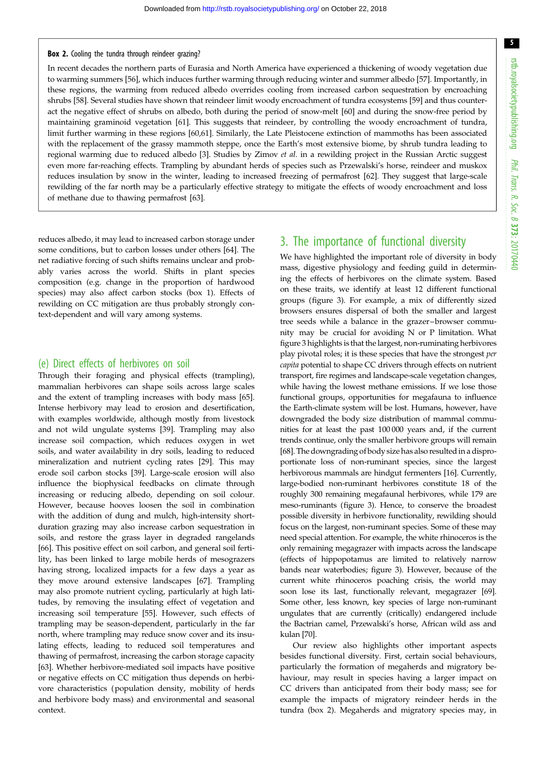**Box 2.** Cooling the tundra through reindeer grazing?

In recent decades the northern parts of Eurasia and North America have experienced a thickening of woody vegetation due to warming summers [56], which induces further warming through reducing winter and summer albedo [57]. Importantly, in these regions, the warming from reduced albedo overrides cooling from increased carbon sequestration by encroaching shrubs [58]. Several studies have shown that reindeer limit woody encroachment of tundra ecosystems [59] and thus counteract the negative effect of shrubs on albedo, both during the period of snow-melt [60] and during the snow-free period by maintaining graminoid vegetation [61]. This suggests that reindeer, by controlling the woody encroachment of tundra, limit further warming in these regions [60,61]. Similarly, the Late Pleistocene extinction of mammoths has been associated with the replacement of the grassy mammoth steppe, once the Earth's most extensive biome, by shrub tundra leading to regional warming due to reduced albedo [3]. Studies by Zimov *et al.* in a rewilding project in the Russian Arctic suggest even more far-reaching effects. Trampling by abundant herds of species such as Przewalski's horse, reindeer and muskox reduces insulation by snow in the winter, leading to increased freezing of permafrost [62]. They suggest that large-scale rewilding of the far north may be a particularly effective strategy to mitigate the effects of woody encroachment and loss of methane due to thawing permafrost [63].

reduces albedo, it may lead to increased carbon storage under some conditions, but to carbon losses under others [64]. The net radiative forcing of such shifts remains unclear and probably varies across the world. Shifts in plant species composition (e.g. change in the proportion of hardwood species) may also affect carbon stocks (box 1). Effects of rewilding on CC mitigation are thus probably strongly context-dependent and will vary among systems.

### (e) Direct effects of herbivores on soil

Through their foraging and physical effects (trampling), mammalian herbivores can shape soils across large scales and the extent of trampling increases with body mass [65]. Intense herbivory may lead to erosion and desertification, with examples worldwide, although mostly from livestock and not wild ungulate systems [39]. Trampling may also increase soil compaction, which reduces oxygen in wet soils, and water availability in dry soils, leading to reduced mineralization and nutrient cycling rates [29]. This may erode soil carbon stocks [39]. Large-scale erosion will also influence the biophysical feedbacks on climate through increasing or reducing albedo, depending on soil colour. However, because hooves loosen the soil in combination with the addition of dung and mulch, high-intensity short-duration grazing may also increase carbon sequestration in soils, and restore the grass layer in degraded rangelands [66]. This positive effect on soil carbon, and general soil fertility, has been linked to large mobile herds of mesograzers having strong, localized impacts for a few days a year as they move around extensive landscapes [67]. Trampling may also promote nutrient cycling, particularly at high latitudes, by removing the insulating effect of vegetation and increasing soil temperature [55]. However, such effects of trampling may be season-dependent, particularly in the far north, where trampling may reduce snow cover and its insulating effects, leading to reduced soil temperatures and thawing of permafrost, increasing the carbon storage capacity [63]. Whether herbivore-mediated soil impacts have positive or negative effects on CC mitigation thus depends on herbivore characteristics (population density, mobility of herds and herbivore body mass) and environmental and seasonal context.

## 3. The importance of functional diversity

We have highlighted the important role of diversity in body mass, digestive physiology and feeding guild in determining the effects of herbivores on the climate system. Based on these traits, we identify at least 12 different functional groups (figure 3). For example, a mix of differently sized browsers ensures dispersal of both the smaller and largest tree seeds while a balance in the grazer–browser community may be crucial for avoiding N or P limitation. What figure 3 highlights is that the largest, non-ruminating herbivores play pivotal roles; it is these species that have the strongest *per capita* potential to shape CC drivers through effects on nutrient transport, fire regimes and landscape-scale vegetation changes, while having the lowest methane emissions. If we lose those functional groups, opportunities for megafauna to influence the Earth-climate system will be lost. Humans, however, have downgraded the body size distribution of mammal communities for at least the past 100 000 years and, if the current trends continue, only the smaller herbivore groups will remain [68]. The downgrading of body size has also resulted in a disproportionate loss of non-ruminant species, since the largest herbivorous mammals are hindgut fermenters [16]. Currently, large-bodied non-ruminant herbivores constitute 18 of the roughly 300 remaining megafaunal herbivores, while 179 are meso-ruminants (figure 3). Hence, to conserve the broadest possible diversity in herbivore functionality, rewilding should focus on the largest, non-ruminant species. Some of these may need special attention. For example, the white rhinoceros is the only remaining megagrazer with impacts across the landscape (effects of hippopotamus are limited to relatively narrow bands near waterbodies; figure 3). However, because of the current white rhinoceros poaching crisis, the world may soon lose its last, functionally relevant, megagrazer [69]. Some other, less known, key species of large non-ruminant ungulates that are currently (critically) endangered include the Bactrian camel, Przewalski's horse, African wild ass and kulan [70].

Our review also highlights other important aspects besides functional diversity. First, certain social behaviours, particularly the formation of megaherds and migratory behaviour, may result in species having a larger impact on CC drivers than anticipated from their body mass; see for example the impacts of migratory reindeer herds in the tundra (box 2). Megaherds and migratory species may, in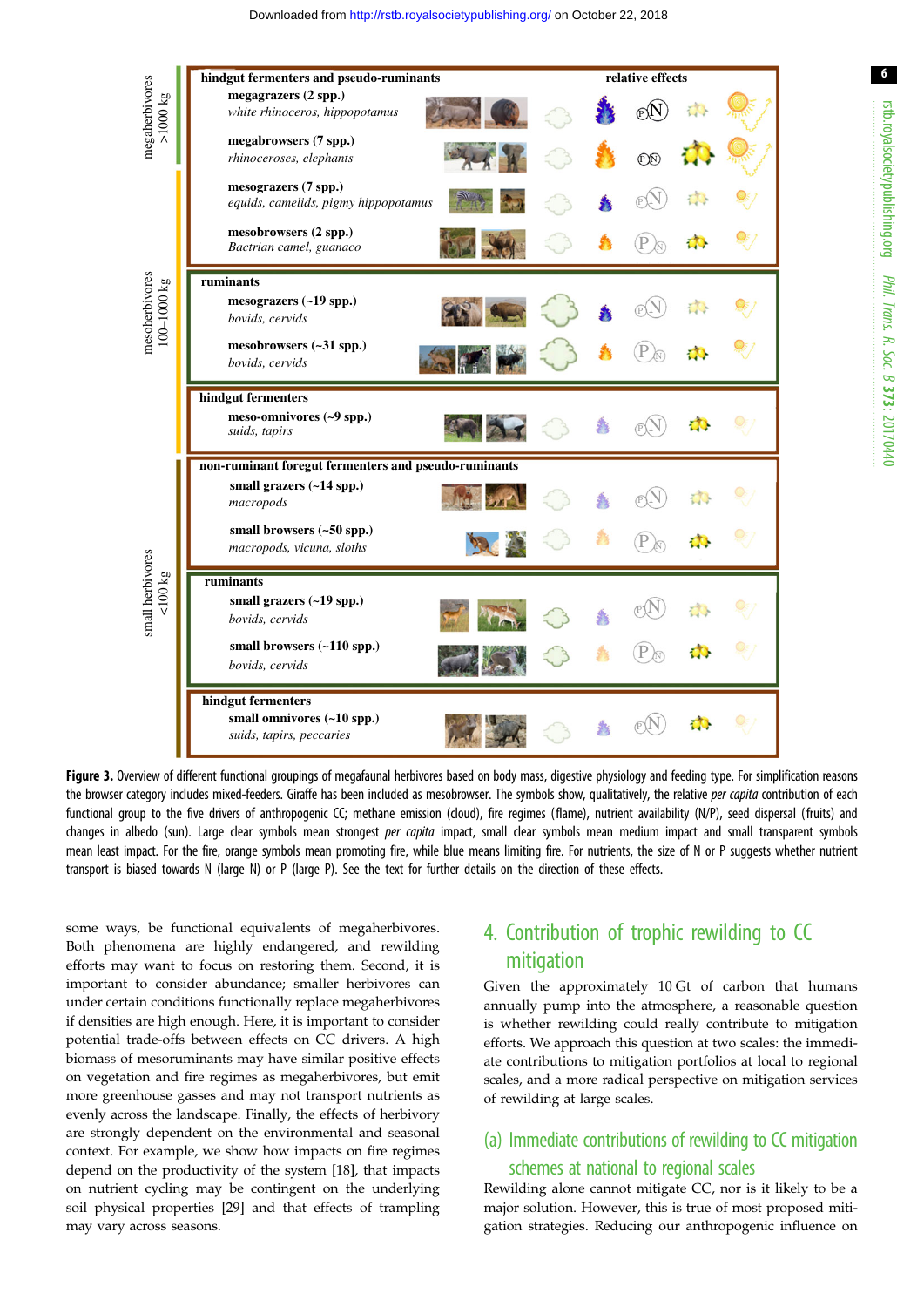**Figure 3.** Overview of different functional groupings of megafaunal herbivores based on body mass, digestive physiology and feeding type. For simplification reasons the browser category includes mixed-feeders. Giraffe has been included as mesobrowser. The symbols show, qualitatively, the relative *per capita* contribution of each functional group to the five drivers of anthropogenic CC; methane emission (cloud), fire regimes (flame), nutrient availability (N/P), seed dispersal (fruits) and changes in albedo (sun). Large clear symbols mean strongest *per capita* impact, small clear symbols mean medium impact and small transparent symbols mean least impact. For the fire, orange symbols mean promoting fire, while blue means limiting fire. For nutrients, the size of N or P suggests whether nutrient transport is biased towards N (large N) or P (large P). See the text for further details on the direction of these effects.

some ways, be functional equivalents of megaherbivores. Both phenomena are highly endangered, and rewilding efforts may want to focus on restoring them. Second, it is important to consider abundance; smaller herbivores can under certain conditions functionally replace megaherbivores if densities are high enough. Here, it is important to consider potential trade-offs between effects on CC drivers. A high biomass of mesoruminants may have similar positive effects on vegetation and fire regimes as megaherbivores, but emit more greenhouse gasses and may not transport nutrients as evenly across the landscape. Finally, the effects of herbivory are strongly dependent on the environmental and seasonal context. For example, we show how impacts on fire regimes depend on the productivity of the system [18], that impacts on nutrient cycling may be contingent on the underlying soil physical properties [29] and that effects of trampling may vary across seasons.

## 4. Contribution of trophic rewilding to CC mitigation

Given the approximately 10 Gt of carbon that humans annually pump into the atmosphere, a reasonable question is whether rewilding could really contribute to mitigation efforts. We approach this question at two scales: the immediate contributions to mitigation portfolios at local to regional scales, and a more radical perspective on mitigation services of rewilding at large scales.

### (a) Immediate contributions of rewilding to CC mitigation schemes at national to regional scales

Rewilding alone cannot mitigate CC, nor is it likely to be a major solution. However, this is true of most proposed mitigation strategies. Reducing our anthropogenic influence on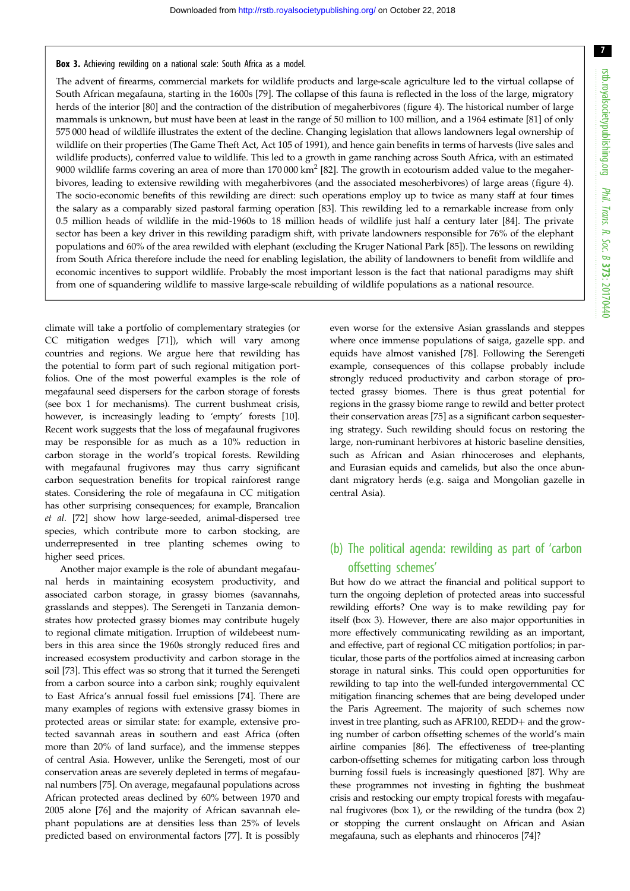**Box 3.** Achieving rewilding on a national scale: South Africa as a model.

The advent of firearms, commercial markets for wildlife products and large-scale agriculture led to the virtual collapse of South African megafauna, starting in the 1600s [79]. The collapse of this fauna is reflected in the loss of the large, migratory herds of the interior [80] and the contraction of the distribution of megaherbivores (figure 4). The historical number of large mammals is unknown, but must have been at least in the range of 50 million to 100 million, and a 1964 estimate [81] of only 575 000 head of wildlife illustrates the extent of the decline. Changing legislation that allows landowners legal ownership of wildlife on their properties (The Game Theft Act, Act 105 of 1991), and hence gain benefits in terms of harvests (live sales and wildlife products), conferred value to wildlife. This led to a growth in game ranching across South Africa, with an estimated 9000 wildlife farms covering an area of more than 170 000 $km^2$ [82]. The growth in ecotourism added value to the megaherbivores, leading to extensive rewilding with megaherbivores (and the associated mesoherbivores) of large areas (figure 4). The socio-economic benefits of this rewilding are direct: such operations employ up to twice as many staff at four times the salary as a comparably sized pastoral farming operation [83]. This rewilding led to a remarkable increase from only 0.5 million heads of wildlife in the mid-1960s to 18 million heads of wildlife just half a century later [84]. The private sector has been a key driver in this rewilding paradigm shift, with private landowners responsible for 76% of the elephant populations and 60% of the area rewilded with elephant (excluding the Kruger National Park [85]). The lessons on rewilding from South Africa therefore include the need for enabling legislation, the ability of landowners to benefit from wildlife and economic incentives to support wildlife. Probably the most important lesson is the fact that national paradigms may shift from one of squandering wildlife to massive large-scale rebuilding of wildlife populations as a national resource.

climate will take a portfolio of complementary strategies (or CC mitigation wedges [71]), which will vary among countries and regions. We argue here that rewilding has the potential to form part of such regional mitigation portfolios. One of the most powerful examples is the role of megafaunal seed dispersers for the carbon storage of forests (see box 1 for mechanisms). The current bushmeat crisis, however, is increasingly leading to 'empty' forests [10]. Recent work suggests that the loss of megafaunal frugivores may be responsible for as much as a 10% reduction in carbon storage in the world's tropical forests. Rewilding with megafaunal frugivores may thus carry significant carbon sequestration benefits for tropical rainforest range states. Considering the role of megafauna in CC mitigation has other surprising consequences; for example, Brancalion *et al.* [72] show how large-seeded, animal-dispersed tree species, which contribute more to carbon stocking, are underrepresented in tree planting schemes owing to higher seed prices.

Another major example is the role of abundant megafaunal herds in maintaining ecosystem productivity, and associated carbon storage, in grassy biomes (savannahs, grasslands and steppes). The Serengeti in Tanzania demonstrates how protected grassy biomes may contribute hugely to regional climate mitigation. Irruption of wildebeest numbers in this area since the 1960s strongly reduced fires and increased ecosystem productivity and carbon storage in the soil [73]. This effect was so strong that it turned the Serengeti from a carbon source into a carbon sink; roughly equivalent to East Africa's annual fossil fuel emissions [74]. There are many examples of regions with extensive grassy biomes in protected areas or similar state: for example, extensive protected savannah areas in southern and east Africa (often more than 20% of land surface), and the immense steppes of central Asia. However, unlike the Serengeti, most of our conservation areas are severely depleted in terms of megafaunal numbers [75]. On average, megafaunal populations across African protected areas declined by 60% between 1970 and 2005 alone [76] and the majority of African savannah elephant populations are at densities less than 25% of levels predicted based on environmental factors [77]. It is possibly even worse for the extensive Asian grasslands and steppes where once immense populations of saiga, gazelle spp. and equids have almost vanished [78]. Following the Serengeti example, consequences of this collapse probably include strongly reduced productivity and carbon storage of protected grassy biomes. There is thus great potential for regions in the grassy biome range to rewild and better protect their conservation areas [75] as a significant carbon sequestering strategy. Such rewilding should focus on restoring the large, non-ruminant herbivores at historic baseline densities, such as African and Asian rhinoceroses and elephants, and Eurasian equids and camelids, but also the once abundant migratory herds (e.g. saiga and Mongolian gazelle in central Asia).

## (b) The political agenda: rewilding as part of 'carbon offsetting schemes'

But how do we attract the financial and political support to turn the ongoing depletion of protected areas into successful rewilding efforts? One way is to make rewilding pay for itself (box 3). However, there are also major opportunities in more effectively communicating rewilding as an important, and effective, part of regional CC mitigation portfolios; in particular, those parts of the portfolios aimed at increasing carbon storage in natural sinks. This could open opportunities for rewilding to tap into the well-funded intergovernmental CC mitigation financing schemes that are being developed under the Paris Agreement. The majority of such schemes now invest in tree planting, such as AFR100, REDD+ and the growing number of carbon offsetting schemes of the world's main airline companies [86]. The effectiveness of tree-planting carbon-offsetting schemes for mitigating carbon loss through burning fossil fuels is increasingly questioned [87]. Why are these programmes not investing in fighting the bushmeat crisis and restocking our empty tropical forests with megafaunal frugivores (box 1), or the rewilding of the tundra (box 2) or stopping the current onslaught on African and Asian megafauna, such as elephants and rhinoceros [74]?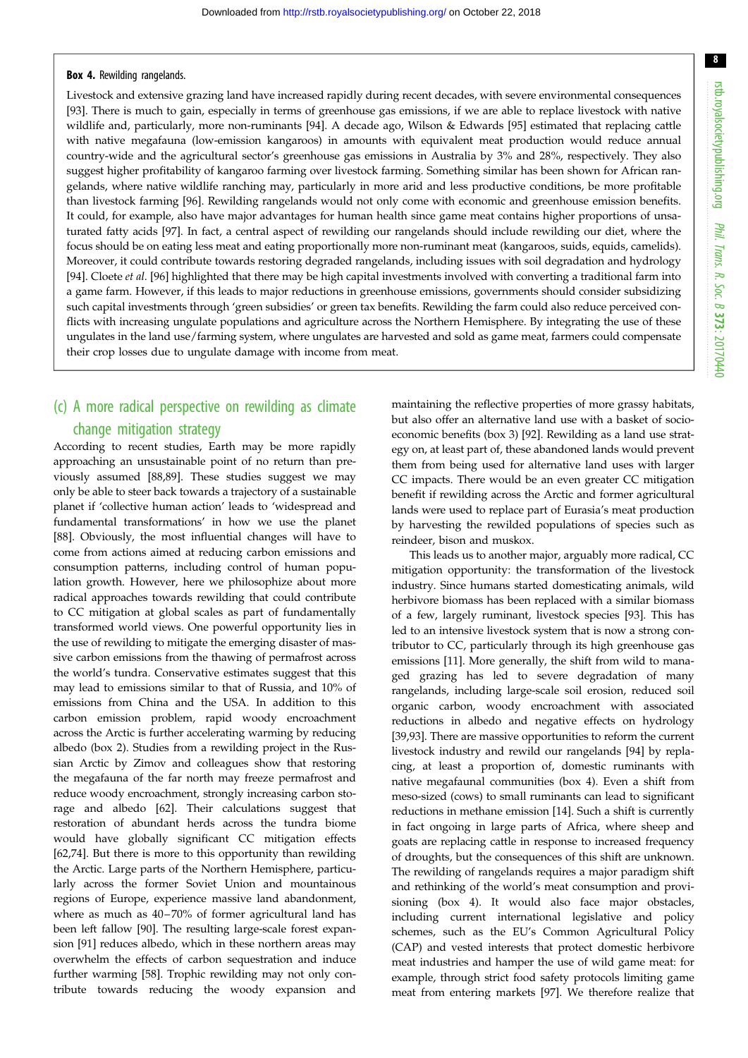**Box 4.** Rewilding rangelands.

Livestock and extensive grazing land have increased rapidly during recent decades, with severe environmental consequences [93]. There is much to gain, especially in terms of greenhouse gas emissions, if we are able to replace livestock with native wildlife and, particularly, more non-ruminants [94]. A decade ago, Wilson & Edwards [95] estimated that replacing cattle with native megafauna (low-emission kangaroos) in amounts with equivalent meat production would reduce annual country-wide and the agricultural sector's greenhouse gas emissions in Australia by 3% and 28%, respectively. They also suggest higher profitability of kangaroo farming over livestock farming. Something similar has been shown for African rangelands, where native wildlife ranching may, particularly in more arid and less productive conditions, be more profitable than livestock farming [96]. Rewilding rangelands would not only come with economic and greenhouse emission benefits. It could, for example, also have major advantages for human health since game meat contains higher proportions of unsaturated fatty acids [97]. In fact, a central aspect of rewilding our rangelands should include rewilding our diet, where the focus should be on eating less meat and eating proportionally more non-ruminant meat (kangaroos, suids, equids, camelids). Moreover, it could contribute towards restoring degraded rangelands, including issues with soil degradation and hydrology [94]. Cloete *et al.* [96] highlighted that there may be high capital investments involved with converting a traditional farm into a game farm. However, if this leads to major reductions in greenhouse emissions, governments should consider subsidizing such capital investments through 'green subsidies' or green tax benefits. Rewilding the farm could also reduce perceived conflicts with increasing ungulate populations and agriculture across the Northern Hemisphere. By integrating the use of these ungulates in the land use/farming system, where ungulates are harvested and sold as game meat, farmers could compensate their crop losses due to ungulate damage with income from meat.

### (c) A more radical perspective on rewilding as climate change mitigation strategy

According to recent studies, Earth may be more rapidly approaching an unsustainable point of no return than previously assumed [88,89]. These studies suggest we may only be able to steer back towards a trajectory of a sustainable planet if 'collective human action' leads to 'widespread and fundamental transformations' in how we use the planet [88]. Obviously, the most influential changes will have to come from actions aimed at reducing carbon emissions and consumption patterns, including control of human population growth. However, here we philosophize about more radical approaches towards rewilding that could contribute to CC mitigation at global scales as part of fundamentally transformed world views. One powerful opportunity lies in the use of rewilding to mitigate the emerging disaster of massive carbon emissions from the thawing of permafrost across the world's tundra. Conservative estimates suggest that this may lead to emissions similar to that of Russia, and 10% of emissions from China and the USA. In addition to this carbon emission problem, rapid woody encroachment across the Arctic is further accelerating warming by reducing albedo (box 2). Studies from a rewilding project in the Russian Arctic by Zimov and colleagues show that restoring the megafauna of the far north may freeze permafrost and reduce woody encroachment, strongly increasing carbon storage and albedo [62]. Their calculations suggest that restoration of abundant herds across the tundra biome would have globally significant CC mitigation effects [62,74]. But there is more to this opportunity than rewilding the Arctic. Large parts of the Northern Hemisphere, particularly across the former Soviet Union and mountainous regions of Europe, experience massive land abandonment, where as much as 40–70% of former agricultural land has been left fallow [90]. The resulting large-scale forest expansion [91] reduces albedo, which in these northern areas may overwhelm the effects of carbon sequestration and induce further warming [58]. Trophic rewilding may not only contribute towards reducing the woody expansion and maintaining the reflective properties of more grassy habitats, but also offer an alternative land use with a basket of socio-economic benefits (box 3) [92]. Rewilding as a land use strategy on, at least part of, these abandoned lands would prevent them from being used for alternative land uses with larger CC impacts. There would be an even greater CC mitigation benefit if rewilding across the Arctic and former agricultural lands were used to replace part of Eurasia's meat production by harvesting the rewilded populations of species such as reindeer, bison and muskox.

This leads us to another major, arguably more radical, CC mitigation opportunity: the transformation of the livestock industry. Since humans started domesticating animals, wild herbivore biomass has been replaced with a similar biomass of a few, largely ruminant, livestock species [93]. This has led to an intensive livestock system that is now a strong contributor to CC, particularly through its high greenhouse gas emissions [11]. More generally, the shift from wild to managed grazing has led to severe degradation of many rangelands, including large-scale soil erosion, reduced soil organic carbon, woody encroachment with associated reductions in albedo and negative effects on hydrology [39,93]. There are massive opportunities to reform the current livestock industry and rewild our rangelands [94] by replacing, at least a proportion of, domestic ruminants with native megafaunal communities (box 4). Even a shift from meso-sized (cows) to small ruminants can lead to significant reductions in methane emission [14]. Such a shift is currently in fact ongoing in large parts of Africa, where sheep and goats are replacing cattle in response to increased frequency of droughts, but the consequences of this shift are unknown. The rewilding of rangelands requires a major paradigm shift and rethinking of the world's meat consumption and provisioning (box 4). It would also face major obstacles, including current international legislative and policy schemes, such as the EU's Common Agricultural Policy (CAP) and vested interests that protect domestic herbivore meat industries and hamper the use of wild game meat: for example, through strict food safety protocols limiting game meat from entering markets [97]. We therefore realize that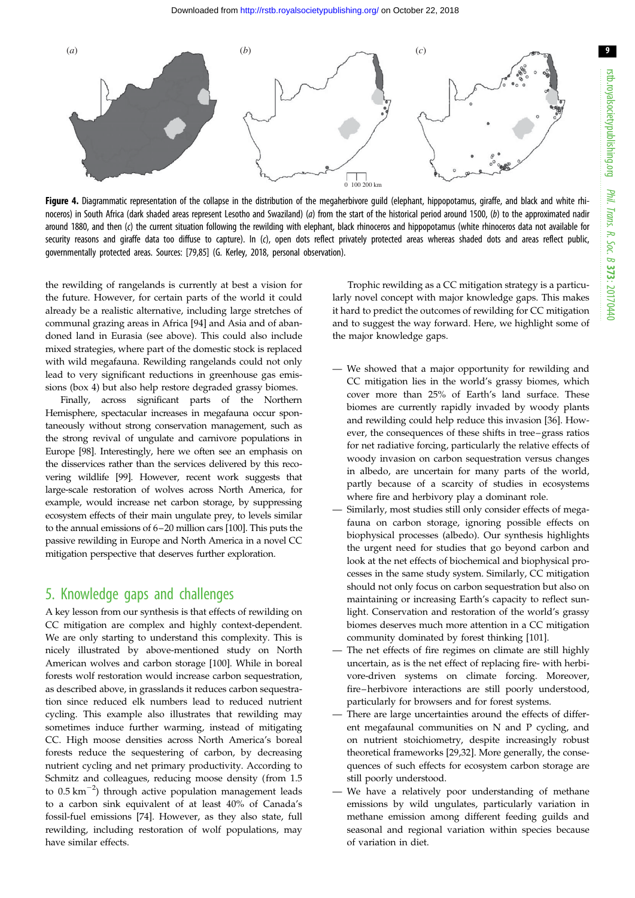**Figure 4.** Diagrammatic representation of the collapse in the distribution of the megaherbivore guild (elephant, hippopotamus, giraffe, and black and white rhinoceros) in South Africa (dark shaded areas represent Lesotho and Swaziland) (*a*) from the start of the historical period around 1500, (*b*) to the approximated nadir around 1880, and then (*c*) the current situation following the rewilding with elephant, black rhinoceros and hippopotamus (white rhinoceros data not available for security reasons and giraffe data too diffuse to capture). In (*c*), open dots reflect privately protected areas whereas shaded dots and areas reflect public, governmentally protected areas. Sources: [79,85] (G. Kerley, 2018, personal observation).

the rewilding of rangelands is currently at best a vision for the future. However, for certain parts of the world it could already be a realistic alternative, including large stretches of communal grazing areas in Africa [94] and Asia and of abandoned land in Eurasia (see above). This could also include mixed strategies, where part of the domestic stock is replaced with wild megafauna. Rewilding rangelands could not only lead to very significant reductions in greenhouse gas emissions (box 4) but also help restore degraded grassy biomes.

Finally, across significant parts of the Northern Hemisphere, spectacular increases in megafauna occur spontaneously without strong conservation management, such as the strong revival of ungulate and carnivore populations in Europe [98]. Interestingly, here we often see an emphasis on the disservices rather than the services delivered by this recovering wildlife [99]. However, recent work suggests that large-scale restoration of wolves across North America, for example, would increase net carbon storage, by suppressing ecosystem effects of their main ungulate prey, to levels similar to the annual emissions of 6–20 million cars [100]. This puts the passive rewilding in Europe and North America in a novel CC mitigation perspective that deserves further exploration.

## 5. Knowledge gaps and challenges

A key lesson from our synthesis is that effects of rewilding on CC mitigation are complex and highly context-dependent. We are only starting to understand this complexity. This is nicely illustrated by above-mentioned study on North American wolves and carbon storage [100]. While in boreal forests wolf restoration would increase carbon sequestration, as described above, in grasslands it reduces carbon sequestration since reduced elk numbers lead to reduced nutrient cycling. This example also illustrates that rewilding may sometimes induce further warming, instead of mitigating CC. High moose densities across North America's boreal forests reduce the sequestering of carbon, by decreasing nutrient cycling and net primary productivity. According to Schmitz and colleagues, reducing moose density (from 1.5 to 0.5 $km^{-2}$) through active population management leads to a carbon sink equivalent of at least 40% of Canada's fossil-fuel emissions [74]. However, as they also state, full rewilding, including restoration of wolf populations, may have similar effects.

Trophic rewilding as a CC mitigation strategy is a particularly novel concept with major knowledge gaps. This makes it hard to predict the outcomes of rewilding for CC mitigation and to suggest the way forward. Here, we highlight some of the major knowledge gaps.

- We showed that a major opportunity for rewilding and CC mitigation lies in the world's grassy biomes, which cover more than 25% of Earth's land surface. These biomes are currently rapidly invaded by woody plants and rewilding could help reduce this invasion [36]. However, the consequences of these shifts in tree–grass ratios for net radiative forcing, particularly the relative effects of woody invasion on carbon sequestration versus changes in albedo, are uncertain for many parts of the world, partly because of a scarcity of studies in ecosystems where fire and herbivory play a dominant role.
- Similarly, most studies still only consider effects of megafauna on carbon storage, ignoring possible effects on biophysical processes (albedo). Our synthesis highlights the urgent need for studies that go beyond carbon and look at the net effects of biochemical and biophysical processes in the same study system. Similarly, CC mitigation should not only focus on carbon sequestration but also on maintaining or increasing Earth's capacity to reflect sunlight. Conservation and restoration of the world's grassy biomes deserves much more attention in a CC mitigation community dominated by forest thinking [101].
- The net effects of fire regimes on climate are still highly uncertain, as is the net effect of replacing fire- with herbivore-driven systems on climate forcing. Moreover, fire–herbivore interactions are still poorly understood, particularly for browsers and for forest systems.
- There are large uncertainties around the effects of different megafaunal communities on N and P cycling, and on nutrient stoichiometry, despite increasingly robust theoretical frameworks [29,32]. More generally, the consequences of such effects for ecosystem carbon storage are still poorly understood.
- We have a relatively poor understanding of methane emissions by wild ungulates, particularly variation in methane emission among different feeding guilds and seasonal and regional variation within species because of variation in diet.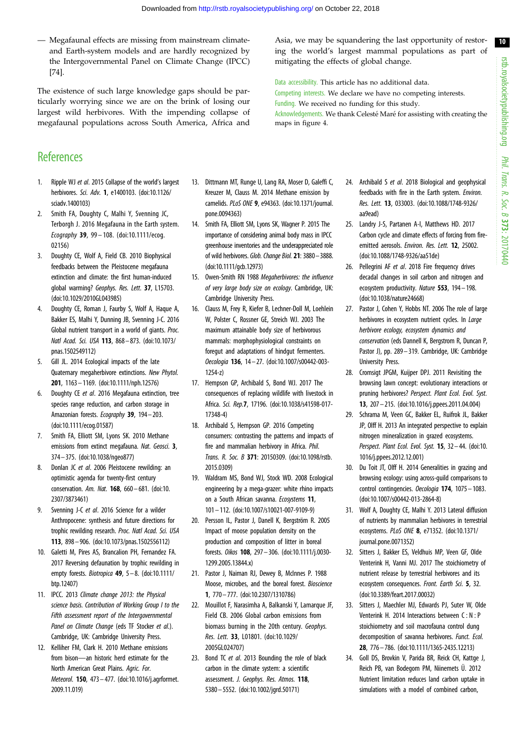— Megafaunal effects are missing from mainstream climate- and Earth-system models and are hardly recognized by the Intergovernmental Panel on Climate Change (IPCC) [74].

The existence of such large knowledge gaps should be particularly worrying since we are on the brink of losing our largest wild herbivores. With the impending collapse of megafaunal populations across South America, Africa and Asia, we may be squandering the last opportunity of restoring the world's largest mammal populations as part of mitigating the effects of global change.

Data accessibility. This article has no additional data.

Competing interests. We declare we have no competing interests.

Funding. We received no funding for this study.

Acknowledgements. We thank Celesté Maré for assisting with creating the maps in figure 4.

## References

1. Ripple WJ *et al*. 2015 Collapse of the world's largest herbivores. *Sci. Adv.* **1**, e1400103. (doi:10.1126/sciadv.1400103)
2. Smith FA, Doughty C, Malhi Y, Svenning JC, Terborgh J. 2016 Megafauna in the Earth system. *Ecography* **39**, 99–108. (doi:10.1111/ecog.02156)
3. Doughty CE, Wolf A, Field CB. 2010 Biophysical feedbacks between the Pleistocene megafauna extinction and climate: the first human-induced global warming? *Geophys. Res. Lett.* **37**, L15703. (doi:10.1029/2010GL043985)
4. Doughty CE, Roman J, Faurby S, Wolf A, Haque A, Bakker ES, Malhi Y, Dunning JB, Svenning J-C. 2016 Global nutrient transport in a world of giants. *Proc. Natl Acad. Sci. USA* **113**, 868–873. (doi:10.1073/pnas.1502549112)
5. Gill JL. 2014 Ecological impacts of the late Quaternary megaherbivore extinctions. *New Phytol.* **201**, 1163–1169. (doi:10.1111/nph.12576)
6. Doughty CE *et al*. 2016 Megafauna extinction, tree species range reduction, and carbon storage in Amazonian forests. *Ecography* **39**, 194–203. (doi:10.1111/ecog.01587)
7. Smith FA, Elliott SM, Lyons SK. 2010 Methane emissions from extinct megafauna. *Nat. Geosci.* **3**, 374–375. (doi:10.1038/ngeo877)
8. Donlan JC *et al*. 2006 Pleistocene rewilding: an optimistic agenda for twenty-first century conservation. *Am. Nat.* **168**, 660–681. (doi:10.2307/3873461)
9. Svenning J-C *et al*. 2016 Science for a wilder Anthropocene: synthesis and future directions for trophic rewilding research. *Proc. Natl Acad. Sci. USA* **113**, 898–906. (doi:10.1073/pnas.1502556112)
10. Galetti M, Pires AS, Brancalion PH, Fernandez FA. 2017 Reversing defaunation by trophic rewilding in empty forests. *Biotropica* **49**, 5–8. (doi:10.1111/btp.12407)
11. IPCC. 2013 *Climate change 2013: the Physical science basis. Contribution of Working Group I to the Fifth assessment report of the Intergovernmental Panel on Climate Change* (eds TF Stocker *et al*.). Cambridge, UK: Cambridge University Press.
12. Kelliher FM, Clark H. 2010 Methane emissions from bison—an historic herd estimate for the North American Great Plains. *Agric. For. Meteorol.* **150**, 473–477. (doi:10.1016/j.agrformet.2009.11.019)
13. Dittmann MT, Runge U, Lang RA, Moser D, Galeffi C, Kreuzer M, Clauss M. 2014 Methane emission by camelids. *PLoS ONE* **9**, e94363. (doi:10.1371/journal.pone.0094363)
14. Smith FA, Elliott SM, Lyons SK, Wagner P. 2015 The importance of considering animal body mass in IPCC greenhouse inventories and the underappreciated role of wild herbivores. *Glob. Change Biol.* **21**: 3880–3888. (doi:10.1111/gcb.12973)
15. Owen-Smith RN 1988 *Megaherbivores: the influence of very large body size on ecology*. Cambridge, UK: Cambridge University Press.
16. Clauss M, Frey R, Kiefer B, Lechner-Doll M, Loehlein W, Polster C, Rossner GE, Streich WJ. 2003 The maximum attainable body size of herbivorous mammals: morphophysiological constraints on foregut and adaptations of hindgut fermenters. *Oecologia* **136**, 14–27. (doi:10.1007/s00442-003-1254-z)
17. Hempson GP, Archibald S, Bond WJ. 2017 The consequences of replacing wildlife with livestock in Africa. *Sci. Rep.***7**, 17196. (doi:10.1038/s41598-017-17348-4)
18. Archibald S, Hempson GP. 2016 Competing consumers: contrasting the patterns and impacts of fire and mammalian herbivory in Africa. *Phil. Trans. R. Soc. B* **371**: 20150309. (doi:10.1098/rstb.2015.0309)
19. Waldram MS, Bond WJ, Stock WD. 2008 Ecological engineering by a mega-grazer: white rhino impacts on a South African savanna. *Ecosystems* **11**, 101–112. (doi:10.1007/s10021-007-9109-9)
20. Persson IL, Pastor J, Danell K, Bergström R. 2005 Impact of moose population density on the production and composition of litter in boreal forests. *Oikos* **108**, 297–306. (doi:10.1111/j.0030-1299.2005.13844.x)
21. Pastor J, Naiman RJ, Dewey B, McInnes P. 1988 Moose, microbes, and the boreal forest. *Bioscience* **1**, 770–777. (doi:10.2307/1310786)
22. Mouillot F, Narasimha A, Balkanski Y, Lamarque JF, Field CB. 2006 Global carbon emissions from biomass burning in the 20th century. *Geophys. Res. Lett.* **33**, L01801. (doi:10.1029/2005GL024707)
23. Bond TC *et al*. 2013 Bounding the role of black carbon in the climate system: a scientific assessment. *J. Geophys. Res. Atmos.* **118**, 5380–5552. (doi:10.1002/jgrd.50171)
24. Archibald S *et al*. 2018 Biological and geophysical feedbacks with fire in the Earth system. *Environ. Res. Lett.* **13**, 033003. (doi:10.1088/1748-9326/aa9ead)
25. Landry J-S, Partanen A-I, Matthews HD. 2017 Carbon cycle and climate effects of forcing from fire-emitted aerosols. *Environ. Res. Lett.* **12**, 25002. (doi:10.1088/1748-9326/aa51de)
26. Pellegrini AF *et al*. 2018 Fire frequency drives decadal changes in soil carbon and nitrogen and ecosystem productivity. *Nature* **553**, 194–198. (doi:10.1038/nature24668)
27. Pastor J, Cohen Y, Hobbs NT. 2006 The role of large herbivores in ecosystem nutrient cycles. In *Large herbivore ecology, ecosystem dynamics and conservation* (eds Dannell K, Bergstrom R, Duncan P, Pastor J), pp. 289–319. Cambridge, UK: Cambridge University Press.
28. Cromsigt JPGM, Kuijper DPJ. 2011 Revisiting the browsing lawn concept: evolutionary interactions or pruning herbivores? *Perspect. Plant Ecol. Evol. Syst.* **13**, 207–215. (doi:10.1016/j.ppees.2011.04.004)
29. Schrama M, Veen GC, Bakker EL, Ruifrok JL, Bakker JP, Olff H. 2013 An integrated perspective to explain nitrogen mineralization in grazed ecosystems. *Perspect. Plant Ecol. Evol. Syst.* **15**, 32–44. (doi:10.1016/j.ppees.2012.12.001)
30. Du Toit JT, Olff H. 2014 Generalities in grazing and browsing ecology: using across-guild comparisons to control contingencies. *Oecologia* **174**, 1075–1083. (doi:10.1007/s00442-013-2864-8)
31. Wolf A, Doughty CE, Malhi Y. 2013 Lateral diffusion of nutrients by mammalian herbivores in terrestrial ecosystems. *PLoS ONE* **8**, e71352. (doi:10.1371/journal.pone.0071352)
32. Sitters J, Bakker ES, Veldhuis MP, Veen GF, Olde Venterink H, Vanni MJ. 2017 The stoichiometry of nutrient release by terrestrial herbivores and its ecosystem consequences. *Front. Earth Sci.* **5**, 32. (doi:10.3389/feart.2017.00032)
33. Sitters J, Maechler MJ, Edwards PJ, Suter W, Olde Venterink H. 2014 Interactions between C : N : P stoichiometry and soil macrofauna control dung decomposition of savanna herbivores. *Funct. Ecol.* **28**, 776–786. (doi:10.1111/1365-2435.12213)
34. Goll DS, Brovkin V, Parida BR, Reick CH, Kattge J, Reich PB, van Bodegom PM, Niinemets Ü. 2012 Nutrient limitation reduces land carbon uptake in simulations with a model of combined carbon,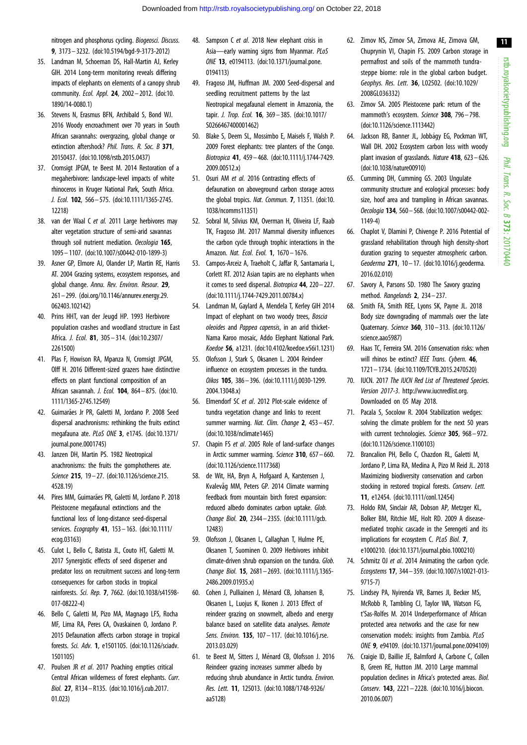nitrogen and phosphorus cycling. *Biogeosci. Discuss.* **9**, 3173–3232. (doi:10.5194/bgd-9-3173-2012)

35. Landman M, Schoeman DS, Hall-Martin AJ, Kerley GIH. 2014 Long-term monitoring reveals differing impacts of elephants on elements of a canopy shrub community. *Ecol. Appl.* **24**, 2002–2012. (doi:10.1890/14-0080.1)
36. Stevens N, Erasmus BFN, Archibald S, Bond WJ. 2016 Woody encroachment over 70 years in South African savannahs: overgrazing, global change or extinction aftershock? *Phil. Trans. R. Soc. B* **371**, 20150437. (doi:10.1098/rstb.2015.0437)
37. Cromsigt JPGM, te Beest M. 2014 Restoration of a megaherbivore: landscape-level impacts of white rhinoceros in Kruger National Park, South Africa. *J. Ecol.* **102**, 566–575. (doi:10.1111/1365-2745.12218)
38. van der Waal C *et al.* 2011 Large herbivores may alter vegetation structure of semi-arid savannas through soil nutrient mediation. *Oecologia* **165**, 1095–1107. (doi:10.1007/s00442-010-1899-3)
39. Asner GP, Elmore AJ, Olander LP, Martin RE, Harris AT. 2004 Grazing systems, ecosystem responses, and global change. *Annu. Rev. Environ. Resour.* **29**, 261–299. (doi.org/10.1146/annurev.energy.29.062403.102142)
40. Prins HHT, van der Jeugd HP. 1993 Herbivore population crashes and woodland structure in East Africa. *J. Ecol.* **81**, 305–314. (doi:10.2307/2261500)
41. Plas F, Howison RA, Mpanza N, Cromsigt JPGM, Olff H. 2016 Different-sized grazers have distinctive effects on plant functional composition of an African savannah. *J. Ecol.* **104**, 864–875. (doi:10.1111/1365-2745.12549)
42. Guimarães Jr PR, Galetti M, Jordano P. 2008 Seed dispersal anachronisms: rethinking the fruits extinct megafauna ate. *PLoS ONE* **3**, e1745. (doi:10.1371/journal.pone.0001745)
43. Janzen DH, Martin PS. 1982 Neotropical anachronisms: the fruits the gomphotheres ate. *Science* **215**, 19–27. (doi:10.1126/science.215.4528.19)
44. Pires MM, Guimarães PR, Galetti M, Jordano P. 2018 Pleistocene megafaunal extinctions and the functional loss of long-distance seed-dispersal services. *Ecography* **41**, 153–163. (doi:10.1111/ecog.03163)
45. Culot L, Bello C, Batista JL, Couto HT, Galetti M. 2017 Synergistic effects of seed disperser and predator loss on recruitment success and long-term consequences for carbon stocks in tropical rainforests. *Sci. Rep.* **7**, 7662. (doi:10.1038/s41598-017-08222-4)
46. Bello C, Galetti M, Pizo MA, Magnago LFS, Rocha MF, Lima RA, Peres CA, Ovaskainen O, Jordano P. 2015 Defaunation affects carbon storage in tropical forests. *Sci. Adv.* **1**, e1501105. (doi:10.1126/sciadv.1501105)
47. Poulsen JR *et al.* 2017 Poaching empties critical Central African wilderness of forest elephants. *Curr. Biol.* **27**, R134–R135. (doi:10.1016/j.cub.2017.01.023)
48. Sampson C *et al.* 2018 New elephant crisis in Asia—early warning signs from Myanmar. *PLoS ONE* **13**, e0194113. (doi:10.1371/journal.pone.0194113)
49. Fragoso JM, Huffman JM. 2000 Seed-dispersal and seedling recruitment patterns by the last Neotropical megafaunal element in Amazonia, the tapir. *J. Trop. Ecol.* **16**, 369–385. (doi:10.1017/S0266467400001462)
50. Blake S, Deem SL, Mossimbo E, Maisels F, Walsh P. 2009 Forest elephants: tree planters of the Congo. *Biotropica* **41**, 459–468. (doi:10.1111/j.1744-7429.2009.00512.x)
51. Osuri AM *et al.* 2016 Contrasting effects of defaunation on aboveground carbon storage across the global tropics. *Nat. Commun.* **7**, 11351. (doi:10.1038/ncomms11351)
52. Sobral M, Silvius KM, Overman H, Oliveira LF, Raab TK, Fragoso JM. 2017 Mammal diversity influences the carbon cycle through trophic interactions in the Amazon. *Nat. Ecol. Evol.* **1**, 1670–1676.
53. Campos-Arceiz A, Traeholt C, Jaffar R, Santamaria L, Corlett RT. 2012 Asian tapirs are no elephants when it comes to seed dispersal. *Biotropica* **44**, 220–227. (doi:10.1111/j.1744-7429.2011.00784.x)
54. Landman M, Gaylard A, Mendela T, Kerley GIH 2014 Impact of elephant on two woody trees, *Boscia oleoides* and *Pappea capensis*, in an arid thicket-Nama Karoo mosaic, Addo Elephant National Park. *Koedoe* **56**, a1231. (doi:10.4102/koedoe.v56i1.1231)
55. Olofsson J, Stark S, Oksanen L. 2004 Reindeer influence on ecosystem processes in the tundra. *Oikos* **105**, 386–396. (doi:10.1111/j.0030-1299.2004.13048.x)
56. Elmendorf SC *et al.* 2012 Plot-scale evidence of tundra vegetation change and links to recent summer warming. *Nat. Clim. Change* **2**, 453–457. (doi:10.1038/nclimate1465)
57. Chapin FS *et al.* 2005 Role of land-surface changes in Arctic summer warming. *Science* **310**, 657–660. (doi:10.1126/science.1117368)
58. de Wit, HA, Bryn A, Hofgaard A, Karstensen J, Kvalevåg MM, Peters GP. 2014 Climate warming feedback from mountain birch forest expansion: reduced albedo dominates carbon uptake. *Glob. Change Biol.* **20**, 2344–2355. (doi:10.1111/gcb.12483)
59. Olofsson J, Oksanen L, Callaghan T, Hulme PE, Oksanen T, Suominen O. 2009 Herbivores inhibit climate-driven shrub expansion on the tundra. *Glob. Change Biol.* **15**, 2681–2693. (doi:10.1111/j.1365-2486.2009.01935.x)
60. Cohen J, Pulliainen J, Ménard CB, Johansen B, Oksanen L, Luojus K, Ikonen J. 2013 Effect of reindeer grazing on snowmelt, albedo and energy balance based on satellite data analyses. *Remote Sens. Environ.* **135**, 107–117. (doi:10.1016/j.rse.2013.03.029)
61. te Beest M, Sitters J, Ménard CB, Olofsson J. 2016 Reindeer grazing increases summer albedo by reducing shrub abundance in Arctic tundra. *Environ. Res. Lett.* **11**, 125013. (doi:10.1088/1748-9326/aa5128)
62. Zimov NS, Zimov SA, Zimova AE, Zimova GM, Chuprynin VI, Chapin FS. 2009 Carbon storage in permafrost and soils of the mammoth tundra-steppe biome: role in the global carbon budget. *Geophys. Res. Lett.* **36**, L02502. (doi:10.1029/2008GL036332)
63. Zimov SA. 2005 Pleistocene park: return of the mammoth's ecosystem. *Science* **308**, 796–798. (doi:10.1126/science.1113442)
64. Jackson RB, Banner JL, Jobbágy EG, Pockman WT, Wall DH. 2002 Ecosystem carbon loss with woody plant invasion of grasslands. *Nature* **418**, 623–626. (doi:10.1038/nature00910)
65. Cumming DH, Cumming GS. 2003 Ungulate community structure and ecological processes: body size, hoof area and trampling in African savannas. *Oecologia* **134**, 560–568. (doi:10.1007/s00442-002-1149-4)
66. Chaplot V, Dlamini P, Chivenge P. 2016 Potential of grassland rehabilitation through high density-short duration grazing to sequester atmospheric carbon. *Geoderma* **271**, 10–17. (doi:10.1016/j.geoderma.2016.02.010)
67. Savory A, Parsons SD. 1980 The Savory grazing method. *Rangelands* **2**, 234–237.
68. Smith FA, Smith REE, Lyons SK, Payne JL. 2018 Body size downgrading of mammals over the late Quaternary. *Science* **360**, 310–313. (doi:10.1126/science.aao5987)
69. Haas TC, Ferreira SM. 2016 Conservation risks: when will rhinos be extinct? *IEEE Trans. Cybern.* **46**, 1721–1734. (doi:10.1109/TCYB.2015.2470520)
70. IUCN. 2017 *The IUCN Red List of Threatened Species. Version 2017-3*. http://www.iucnredlist.org. Downloaded on 05 May 2018.
71. Pacala S, Socolow R. 2004 Stabilization wedges: solving the climate problem for the next 50 years with current technologies. *Science* **305**, 968–972. (doi:10.1126/science.1100103)
72. Brancalion PH, Bello C, Chazdon RL, Galetti M, Jordano P, Lima RA, Medina A, Pizo M Reid JL. 2018 Maximizing biodiversity conservation and carbon stocking in restored tropical forests. *Conserv. Lett.* **11**, e12454. (doi:10.1111/conl.12454)
73. Holdo RM, Sinclair AR, Dobson AP, Metzger KL, Bolker BM, Ritchie ME, Holt RD. 2009 A disease-mediated trophic cascade in the Serengeti and its implications for ecosystem C. *PLoS Biol.* **7**, e1000210. (doi:10.1371/journal.pbio.1000210)
74. Schmitz OJ *et al.* 2014 Animating the carbon cycle. *Ecosystems* **17**, 344–359. (doi:10.1007/s10021-013-9715-7)
75. Lindsey PA, Nyirenda VR, Barnes JI, Becker MS, McRobb R, Tambling CJ, Taylor WA, Watson FG, t'Sas-Rolfes M. 2014 Underperformance of African protected area networks and the case for new conservation models: insights from Zambia. *PLoS ONE* **9**, e94109. (doi:10.1371/journal.pone.0094109)
76. Craigie ID, Baillie JE, Balmford A, Carbone C, Collen B, Green RE, Hutton JM. 2010 Large mammal population declines in Africa's protected areas. *Biol. Conserv.* **143**, 2221–2228. (doi:10.1016/j.biocon.2010.06.007)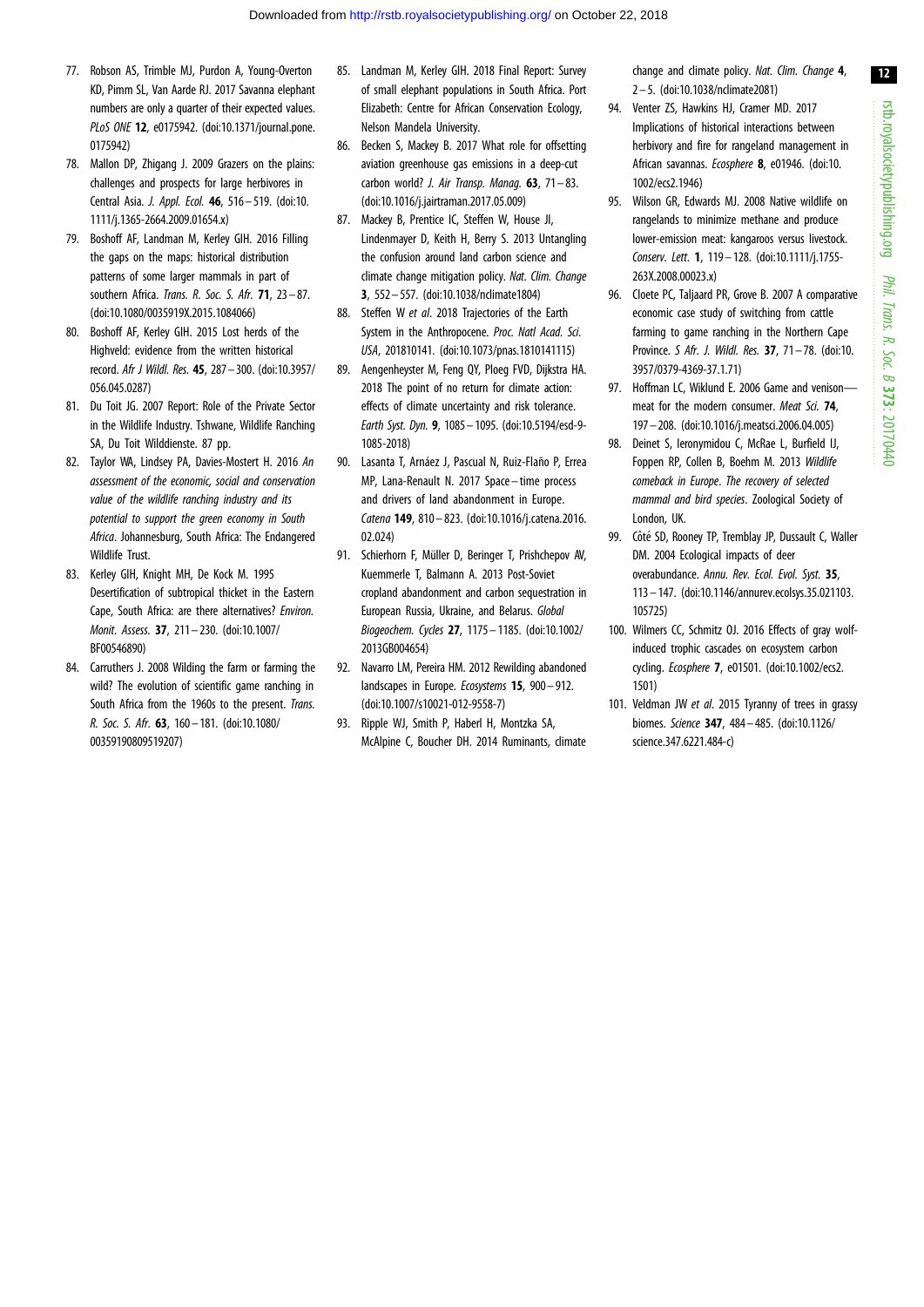77. Robson AS, Trimble MJ, Purdon A, Young-Overton KD, Pimm SL, Van Aarde RJ. 2017 Savanna elephant numbers are only a quarter of their expected values. *PLoS ONE* **12**, e0175942. (doi:10.1371/journal.pone.0175942)
78. Mallon DP, Zhigang J. 2009 Grazers on the plains: challenges and prospects for large herbivores in Central Asia. *J. Appl. Ecol.* **46**, 516–519. (doi:10.1111/j.1365-2664.2009.01654.x)
79. Boshoff AF, Landman M, Kerley GIH. 2016 Filling the gaps on the maps: historical distribution patterns of some larger mammals in part of southern Africa. *Trans. R. Soc. S. Afr.* **71**, 23–87. (doi:10.1080/0035919X.2015.1084066)
80. Boshoff AF, Kerley GIH. 2015 Lost herds of the Highveld: evidence from the written historical record. *Afr J Wildl. Res.* **45**, 287–300. (doi:10.3957/056.045.0287)
81. Du Toit JG. 2007 Report: Role of the Private Sector in the Wildlife Industry. Tshwane, Wildlife Ranching SA, Du Toit Wilddienste. 87 pp.
82. Taylor WA, Lindsey PA, Davies-Mostert H. 2016 *An assessment of the economic, social and conservation value of the wildlife ranching industry and its potential to support the green economy in South Africa*. Johannesburg, South Africa: The Endangered Wildlife Trust.
83. Kerley GIH, Knight MH, De Kock M. 1995 Desertification of subtropical thicket in the Eastern Cape, South Africa: are there alternatives? *Environ. Monit. Assess.* **37**, 211–230. (doi:10.1007/BF00546890)
84. Carruthers J. 2008 Wilding the farm or farming the wild? The evolution of scientific game ranching in South Africa from the 1960s to the present. *Trans. R. Soc. S. Afr.* **63**, 160–181. (doi:10.1080/00359190809519207)
85. Landman M, Kerley GIH. 2018 Final Report: Survey of small elephant populations in South Africa. Port Elizabeth: Centre for African Conservation Ecology, Nelson Mandela University.
86. Becken S, Mackey B. 2017 What role for offsetting aviation greenhouse gas emissions in a deep-cut carbon world? *J. Air Transp. Manag.* **63**, 71–83. (doi:10.1016/j.jairtraman.2017.05.009)
87. Mackey B, Prentice IC, Steffen W, House JI, Lindenmayer D, Keith H, Berry S. 2013 Untangling the confusion around land carbon science and climate change mitigation policy. *Nat. Clim. Change* **3**, 552–557. (doi:10.1038/nclimate1804)
88. Steffen W *et al*. 2018 Trajectories of the Earth System in the Anthropocene. *Proc. Natl Acad. Sci. USA*, 201810141. (doi:10.1073/pnas.1810141115)
89. Aengenheyster M, Feng QY, Ploeg FVD, Dijkstra HA. 2018 The point of no return for climate action: effects of climate uncertainty and risk tolerance. *Earth Syst. Dyn.* **9**, 1085–1095. (doi:10.5194/esd-9-1085-2018)
90. Lasanta T, Arnáez J, Pascual N, Ruiz-Flaño P, Errea MP, Lana-Renault N. 2017 Space–time process and drivers of land abandonment in Europe. *Catena* **149**, 810–823. (doi:10.1016/j.catena.2016.02.024)
91. Schierhorn F, Müller D, Beringer T, Prishchepov AV, Kuemmerle T, Balmann A. 2013 Post-Soviet cropland abandonment and carbon sequestration in European Russia, Ukraine, and Belarus. *Global Biogeochem. Cycles* **27**, 1175–1185. (doi:10.1002/2013GB004654)
92. Navarro LM, Pereira HM. 2012 Rewilding abandoned landscapes in Europe. *Ecosystems* **15**, 900–912. (doi:10.1007/s10021-012-9558-7)
93. Ripple WJ, Smith P, Haberl H, Montzka SA, McAlpine C, Boucher DH. 2014 Ruminants, climate change and climate policy. *Nat. Clim. Change* **4**, 2–5. (doi:10.1038/nclimate2081)
94. Venter ZS, Hawkins HJ, Cramer MD. 2017 Implications of historical interactions between herbivory and fire for rangeland management in African savannas. *Ecosphere* **8**, e01946. (doi:10.1002/ecs2.1946)
95. Wilson GR, Edwards MJ. 2008 Native wildlife on rangelands to minimize methane and produce lower-emission meat: kangaroos versus livestock. *Conserv. Lett.* **1**, 119–128. (doi:10.1111/j.1755-263X.2008.00023.x)
96. Cloete PC, Taljaard PR, Grove B. 2007 A comparative economic case study of switching from cattle farming to game ranching in the Northern Cape Province. *S Afr. J. Wildl. Res.* **37**, 71–78. (doi:10.3957/0379-4369-37.1.71)
97. Hoffman LC, Wiklund E. 2006 Game and venison—meat for the modern consumer. *Meat Sci.* **74**, 197–208. (doi:10.1016/j.meatsci.2006.04.005)
98. Deinet S, Ieronymidou C, McRae L, Burfield IJ, Foppen RP, Collen B, Boehm M. 2013 *Wildlife comeback in Europe. The recovery of selected mammal and bird species*. Zoological Society of London, UK.
99. Côté SD, Rooney TP, Tremblay JP, Dussault C, Waller DM. 2004 Ecological impacts of deer overabundance. *Annu. Rev. Ecol. Evol. Syst.* **35**, 113–147. (doi:10.1146/annurev.ecolsys.35.021103.105725)
100. Wilmers CC, Schmitz OJ. 2016 Effects of gray wolf-induced trophic cascades on ecosystem carbon cycling. *Ecosphere* **7**, e01501. (doi:10.1002/ecs2.1501)
101. Veldman JW *et al*. 2015 Tyranny of trees in grassy biomes. *Science* **347**, 484–485. (doi:10.1126/science.347.6221.484-c)